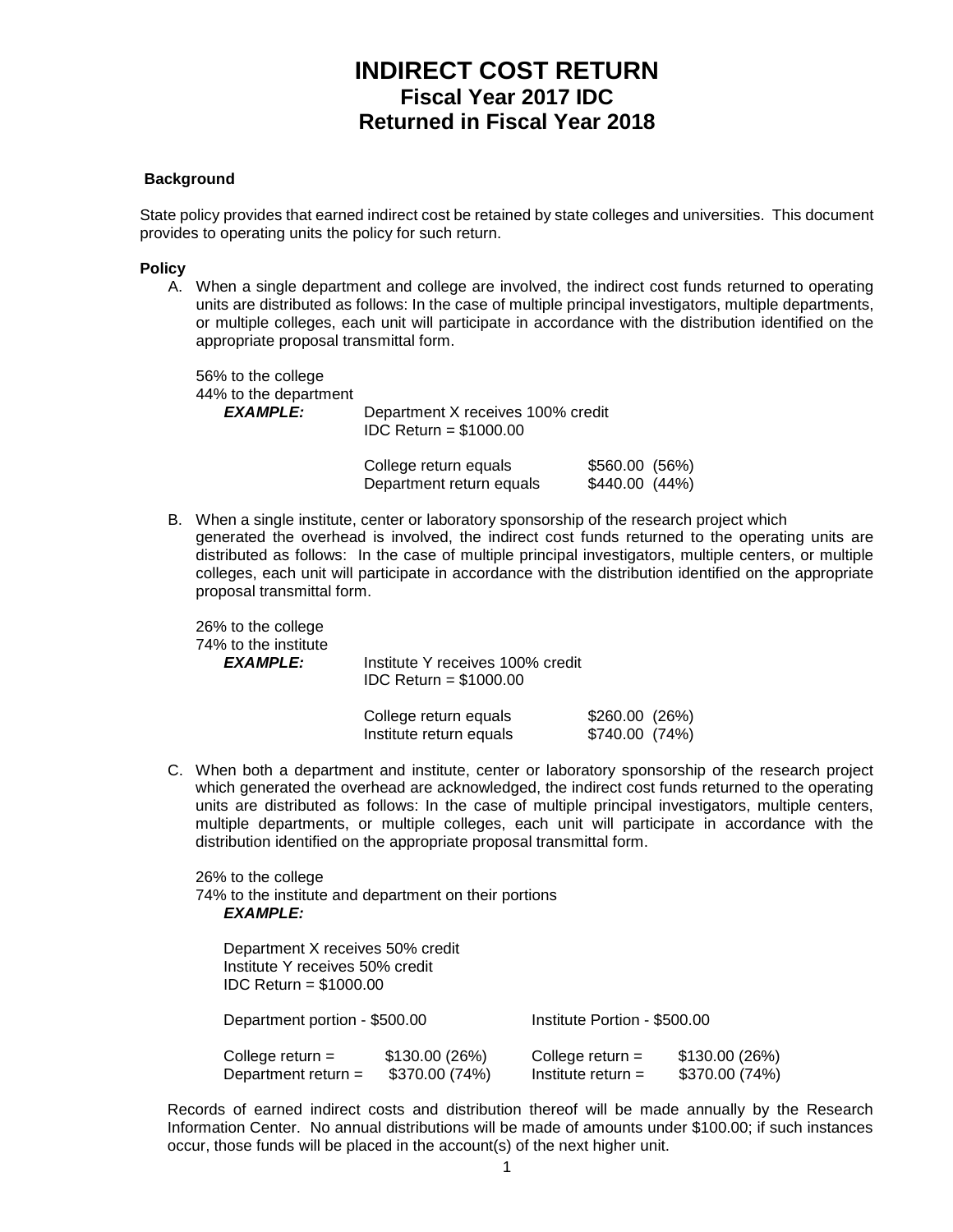# INDIRECT COST RETURN
## Fiscal Year 2017 IDC
## Returned in Fiscal Year 2018

**Background**

State policy provides that earned indirect cost be retained by state colleges and universities. This document provides to operating units the policy for such return.

**Policy**

A. When a single department and college are involved, the indirect cost funds returned to operating units are distributed as follows: In the case of multiple principal investigators, multiple departments, or multiple colleges, each unit will participate in accordance with the distribution identified on the appropriate proposal transmittal form.

   56% to the college
   44% to the department

   ***EXAMPLE:*** Department X receives 100% credit
   IDC Return = $1000.00

   | | | |
   |---|---|---|
   | College return equals | $560.00 | (56%) |
   | Department return equals | $440.00 | (44%) |

B. When a single institute, center or laboratory sponsorship of the research project which generated the overhead is involved, the indirect cost funds returned to the operating units are distributed as follows: In the case of multiple principal investigators, multiple centers, or multiple colleges, each unit will participate in accordance with the distribution identified on the appropriate proposal transmittal form.

   26% to the college
   74% to the institute

   ***EXAMPLE:*** Institute Y receives 100% credit
   IDC Return = $1000.00

   | | | |
   |---|---|---|
   | College return equals | $260.00 | (26%) |
   | Institute return equals | $740.00 | (74%) |

C. When both a department and institute, center or laboratory sponsorship of the research project which generated the overhead are acknowledged, the indirect cost funds returned to the operating units are distributed as follows: In the case of multiple principal investigators, multiple centers, multiple departments, or multiple colleges, each unit will participate in accordance with the distribution identified on the appropriate proposal transmittal form.

   26% to the college
   74% to the institute and department on their portions

   ***EXAMPLE:***

   Department X receives 50% credit
   Institute Y receives 50% credit
   IDC Return = $1000.00

   | Department portion - $500.00 | | Institute Portion - $500.00 | |
   |---|---|---|---|
   | College return = | $130.00 (26%) | College return = | $130.00 (26%) |
   | Department return = | $370.00 (74%) | Institute return = | $370.00 (74%) |

Records of earned indirect costs and distribution thereof will be made annually by the Research Information Center. No annual distributions will be made of amounts under $100.00; if such instances occur, those funds will be placed in the account(s) of the next higher unit.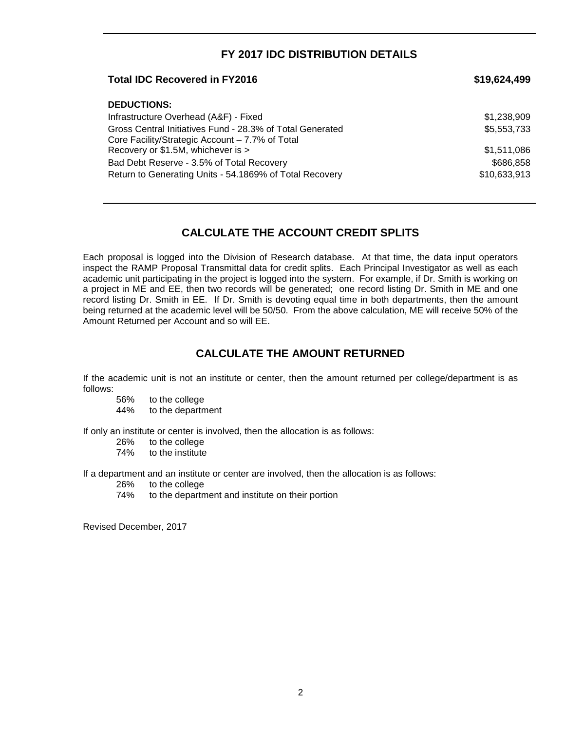## FY 2017 IDC DISTRIBUTION DETAILS

| | |
|---|---|
| **Total IDC Recovered in FY2016** | **$19,624,499** |
| **DEDUCTIONS:** | |
| Infrastructure Overhead (A&F) - Fixed | $1,238,909 |
| Gross Central Initiatives Fund - 28.3% of Total Generated | $5,553,733 |
| Core Facility/Strategic Account – 7.7% of Total Recovery or $1.5M, whichever is > | $1,511,086 |
| Bad Debt Reserve - 3.5% of Total Recovery | $686,858 |
| Return to Generating Units - 54.1869% of Total Recovery | $10,633,913 |

## CALCULATE THE ACCOUNT CREDIT SPLITS

Each proposal is logged into the Division of Research database. At that time, the data input operators inspect the RAMP Proposal Transmittal data for credit splits. Each Principal Investigator as well as each academic unit participating in the project is logged into the system. For example, if Dr. Smith is working on a project in ME and EE, then two records will be generated; one record listing Dr. Smith in ME and one record listing Dr. Smith in EE. If Dr. Smith is devoting equal time in both departments, then the amount being returned at the academic level will be 50/50. From the above calculation, ME will receive 50% of the Amount Returned per Account and so will EE.

## CALCULATE THE AMOUNT RETURNED

If the academic unit is not an institute or center, then the amount returned per college/department is as follows:

- 56% to the college
- 44% to the department

If only an institute or center is involved, then the allocation is as follows:

- 26% to the college
- 74% to the institute

If a department and an institute or center are involved, then the allocation is as follows:

- 26% to the college
- 74% to the department and institute on their portion

Revised December, 2017